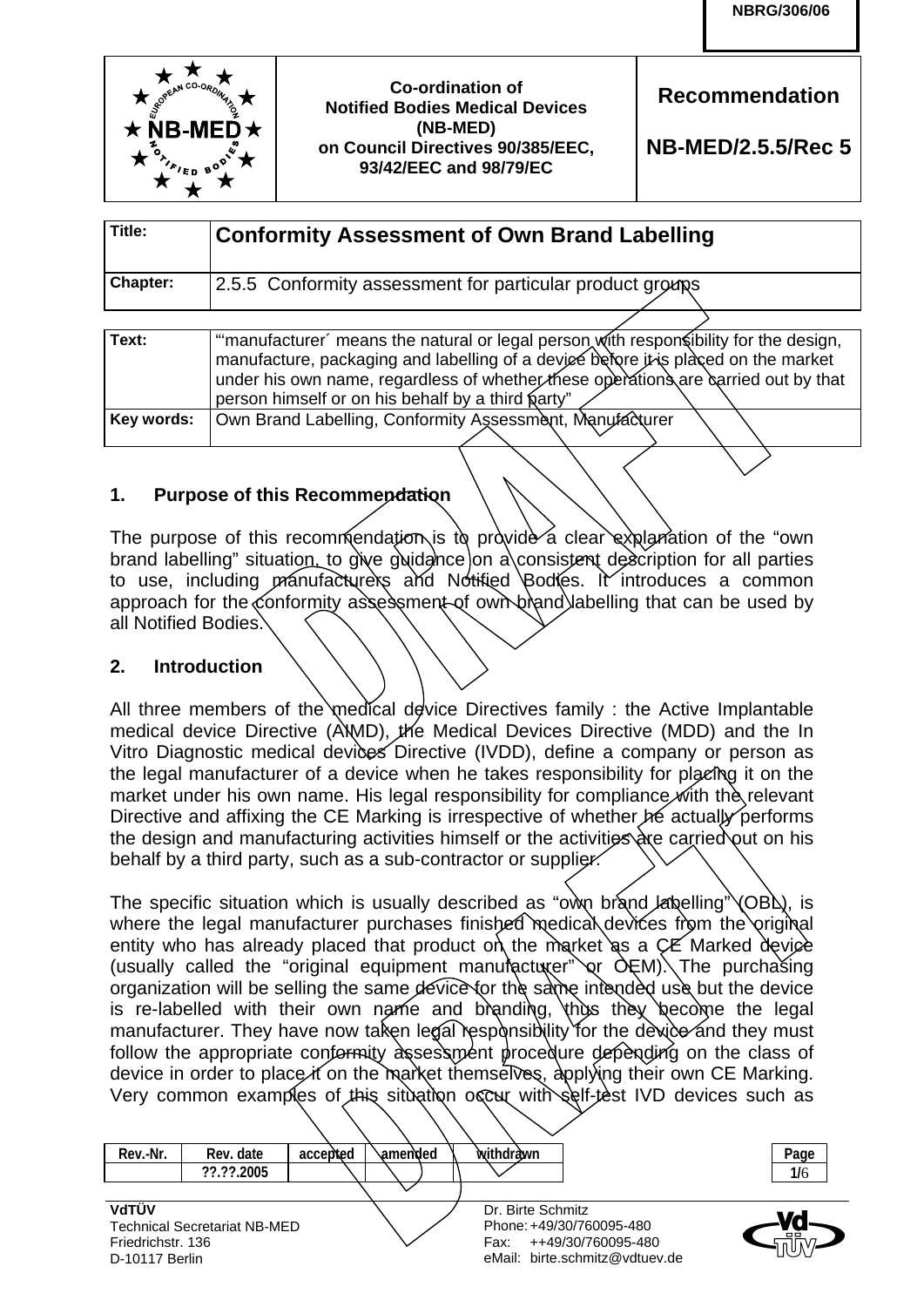NBRG/306/06

| Co-ordination of Notified Bodies Medical Devices (NB-MED) on Council Directives 90/385/EEC, 93/42/EEC and 98/79/EC | Recommendation NB-MED/2.5.5/Rec 5 |
| --- | --- |

| | |
| --- | --- |
| **Title:** | **Conformity Assessment of Own Brand Labelling** |
| **Chapter:** | 2.5.5 Conformity assessment for particular product groups |

| | |
| --- | --- |
| **Text:** | "'manufacturer´ means the natural or legal person with responsibility for the design, manufacture, packaging and labelling of a device before it is placed on the market under his own name, regardless of whether these operations are carried out by that person himself or on his behalf by a third party" |
| **Key words:** | Own Brand Labelling, Conformity Assessment, Manufacturer |

## 1. Purpose of this Recommendation

The purpose of this recommendation is to provide a clear explanation of the "own brand labelling" situation, to give guidance on a consistent description for all parties to use, including manufacturers and Notified Bodies. It introduces a common approach for the conformity assessment of own brand labelling that can be used by all Notified Bodies.

## 2. Introduction

All three members of the medical device Directives family : the Active Implantable medical device Directive (AIMD), the Medical Devices Directive (MDD) and the In Vitro Diagnostic medical devices Directive (IVDD), define a company or person as the legal manufacturer of a device when he takes responsibility for placing it on the market under his own name. His legal responsibility for compliance with the relevant Directive and affixing the CE Marking is irrespective of whether he actually performs the design and manufacturing activities himself or the activities are carried out on his behalf by a third party, such as a sub-contractor or supplier.

The specific situation which is usually described as "own brand labelling" (OBL), is where the legal manufacturer purchases finished medical devices from the original entity who has already placed that product on the market as a CE Marked device (usually called the "original equipment manufacturer" or OEM). The purchasing organization will be selling the same device for the same intended use but the device is re-labelled with their own name and branding, thus they become the legal manufacturer. They have now taken legal responsibility for the device and they must follow the appropriate conformity assessment procedure depending on the class of device in order to place it on the market themselves, applying their own CE Marking. Very common examples of this situation occur with self-test IVD devices such as

| Rev.-Nr. | Rev. date | accepted | amended | withdrawn |
| --- | --- | --- | --- | --- |
| | ??.??.2005 | | | |

VdTÜV
Technical Secretariat NB-MED
Friedrichstr. 136
D-10117 Berlin

Dr. Birte Schmitz
Phone: +49/30/760095-480
Fax: ++49/30/760095-480
eMail: birte.schmitz@vdtuev.de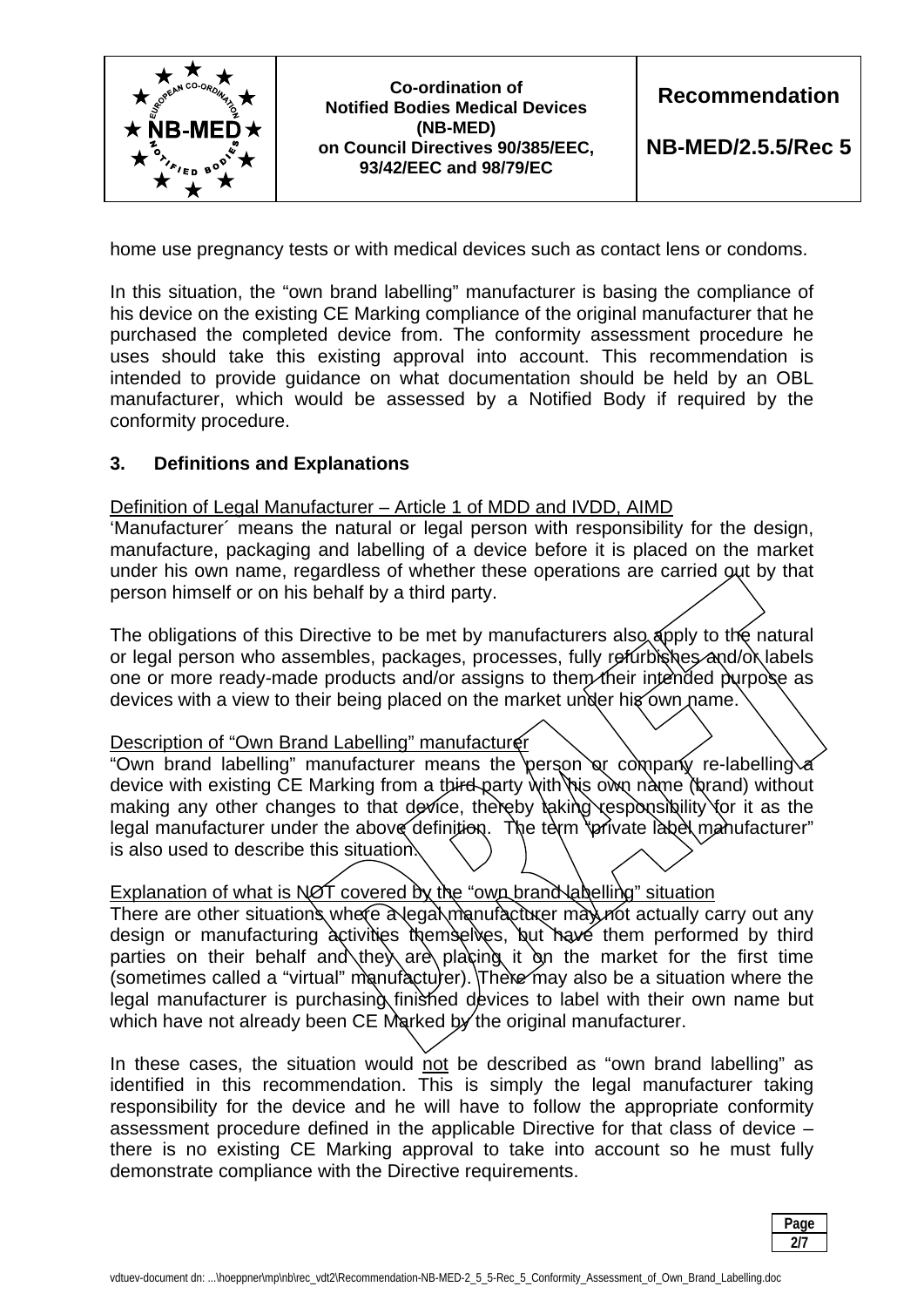home use pregnancy tests or with medical devices such as contact lens or condoms.

In this situation, the "own brand labelling" manufacturer is basing the compliance of his device on the existing CE Marking compliance of the original manufacturer that he purchased the completed device from. The conformity assessment procedure he uses should take this existing approval into account. This recommendation is intended to provide guidance on what documentation should be held by an OBL manufacturer, which would be assessed by a Notified Body if required by the conformity procedure.

## 3. Definitions and Explanations

Definition of Legal Manufacturer – Article 1 of MDD and IVDD, AIMD

'Manufacturer´ means the natural or legal person with responsibility for the design, manufacture, packaging and labelling of a device before it is placed on the market under his own name, regardless of whether these operations are carried out by that person himself or on his behalf by a third party.

The obligations of this Directive to be met by manufacturers also apply to the natural or legal person who assembles, packages, processes, fully refurbishes and/or labels one or more ready-made products and/or assigns to them their intended purpose as devices with a view to their being placed on the market under his own name.

Description of "Own Brand Labelling" manufacturer

"Own brand labelling" manufacturer means the person or company re-labelling a device with existing CE Marking from a third party with his own name (brand) without making any other changes to that device, thereby taking responsibility for it as the legal manufacturer under the above definition. The term "private label manufacturer" is also used to describe this situation.

Explanation of what is NOT covered by the "own brand labelling" situation

There are other situations where a legal manufacturer may not actually carry out any design or manufacturing activities themselves, but have them performed by third parties on their behalf and they are placing it on the market for the first time (sometimes called a "virtual" manufacturer). There may also be a situation where the legal manufacturer is purchasing finished devices to label with their own name but which have not already been CE Marked by the original manufacturer.

In these cases, the situation would not be described as "own brand labelling" as identified in this recommendation. This is simply the legal manufacturer taking responsibility for the device and he will have to follow the appropriate conformity assessment procedure defined in the applicable Directive for that class of device – there is no existing CE Marking approval to take into account so he must fully demonstrate compliance with the Directive requirements.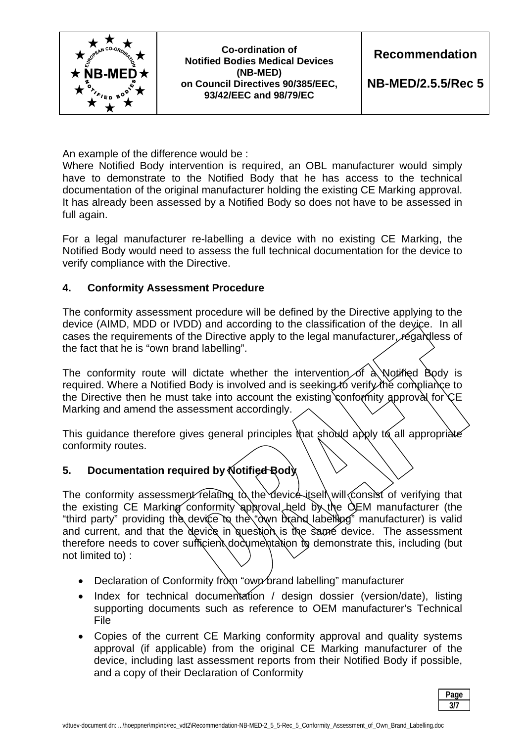An example of the difference would be :

Where Notified Body intervention is required, an OBL manufacturer would simply have to demonstrate to the Notified Body that he has access to the technical documentation of the original manufacturer holding the existing CE Marking approval. It has already been assessed by a Notified Body so does not have to be assessed in full again.

For a legal manufacturer re-labelling a device with no existing CE Marking, the Notified Body would need to assess the full technical documentation for the device to verify compliance with the Directive.

## 4. Conformity Assessment Procedure

The conformity assessment procedure will be defined by the Directive applying to the device (AIMD, MDD or IVDD) and according to the classification of the device. In all cases the requirements of the Directive apply to the legal manufacturer, regardless of the fact that he is “own brand labelling”.

The conformity route will dictate whether the intervention of a Notified Body is required. Where a Notified Body is involved and is seeking to verify the compliance to the Directive then he must take into account the existing conformity approval for CE Marking and amend the assessment accordingly.

This guidance therefore gives general principles that should apply to all appropriate conformity routes.

## 5. Documentation required by Notified Body

The conformity assessment relating to the device itself will consist of verifying that the existing CE Marking conformity approval held by the OEM manufacturer (the “third party” providing the device to the “own brand labelling” manufacturer) is valid and current, and that the device in question is the same device. The assessment therefore needs to cover sufficient documentation to demonstrate this, including (but not limited to) :

- Declaration of Conformity from “own brand labelling” manufacturer
- Index for technical documentation / design dossier (version/date), listing supporting documents such as reference to OEM manufacturer’s Technical File
- Copies of the current CE Marking conformity approval and quality systems approval (if applicable) from the original CE Marking manufacturer of the device, including last assessment reports from their Notified Body if possible, and a copy of their Declaration of Conformity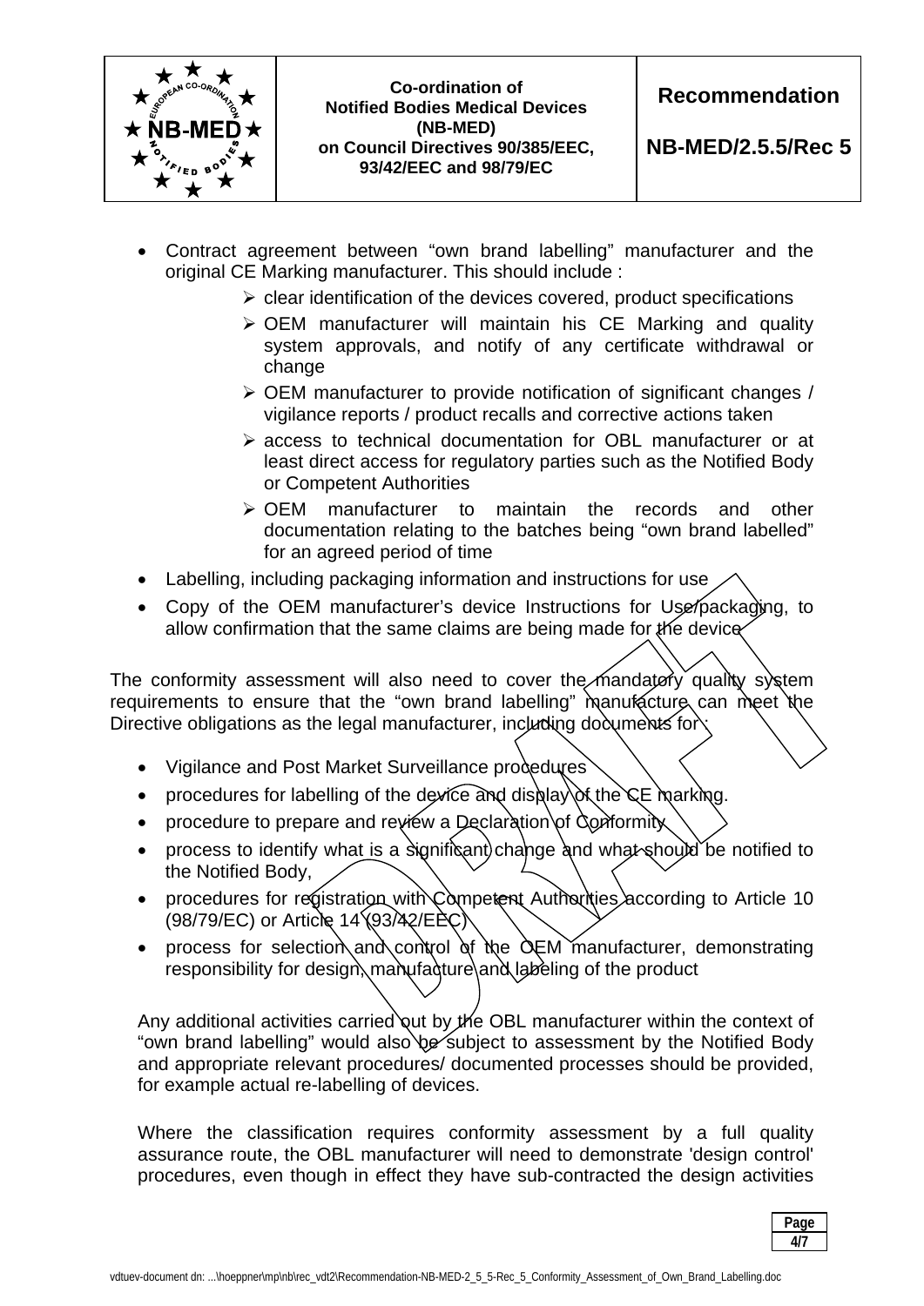- Contract agreement between "own brand labelling" manufacturer and the original CE Marking manufacturer. This should include :
  - clear identification of the devices covered, product specifications
  - OEM manufacturer will maintain his CE Marking and quality system approvals, and notify of any certificate withdrawal or change
  - OEM manufacturer to provide notification of significant changes / vigilance reports / product recalls and corrective actions taken
  - access to technical documentation for OBL manufacturer or at least direct access for regulatory parties such as the Notified Body or Competent Authorities
  - OEM manufacturer to maintain the records and other documentation relating to the batches being "own brand labelled" for an agreed period of time
- Labelling, including packaging information and instructions for use
- Copy of the OEM manufacturer's device Instructions for Use/packaging, to allow confirmation that the same claims are being made for the device

The conformity assessment will also need to cover the mandatory quality system requirements to ensure that the "own brand labelling" manufacture can meet the Directive obligations as the legal manufacturer, including documents for :

- Vigilance and Post Market Surveillance procedures
- procedures for labelling of the device and display of the CE marking.
- procedure to prepare and review a Declaration of Conformity
- process to identify what is a significant change and what should be notified to the Notified Body,
- procedures for registration with Competent Authorities according to Article 10 (98/79/EC) or Article 14 (93/42/EEC)
- process for selection and control of the OEM manufacturer, demonstrating responsibility for design, manufacture and labeling of the product

Any additional activities carried out by the OBL manufacturer within the context of "own brand labelling" would also be subject to assessment by the Notified Body and appropriate relevant procedures/ documented processes should be provided, for example actual re-labelling of devices.

Where the classification requires conformity assessment by a full quality assurance route, the OBL manufacturer will need to demonstrate 'design control' procedures, even though in effect they have sub-contracted the design activities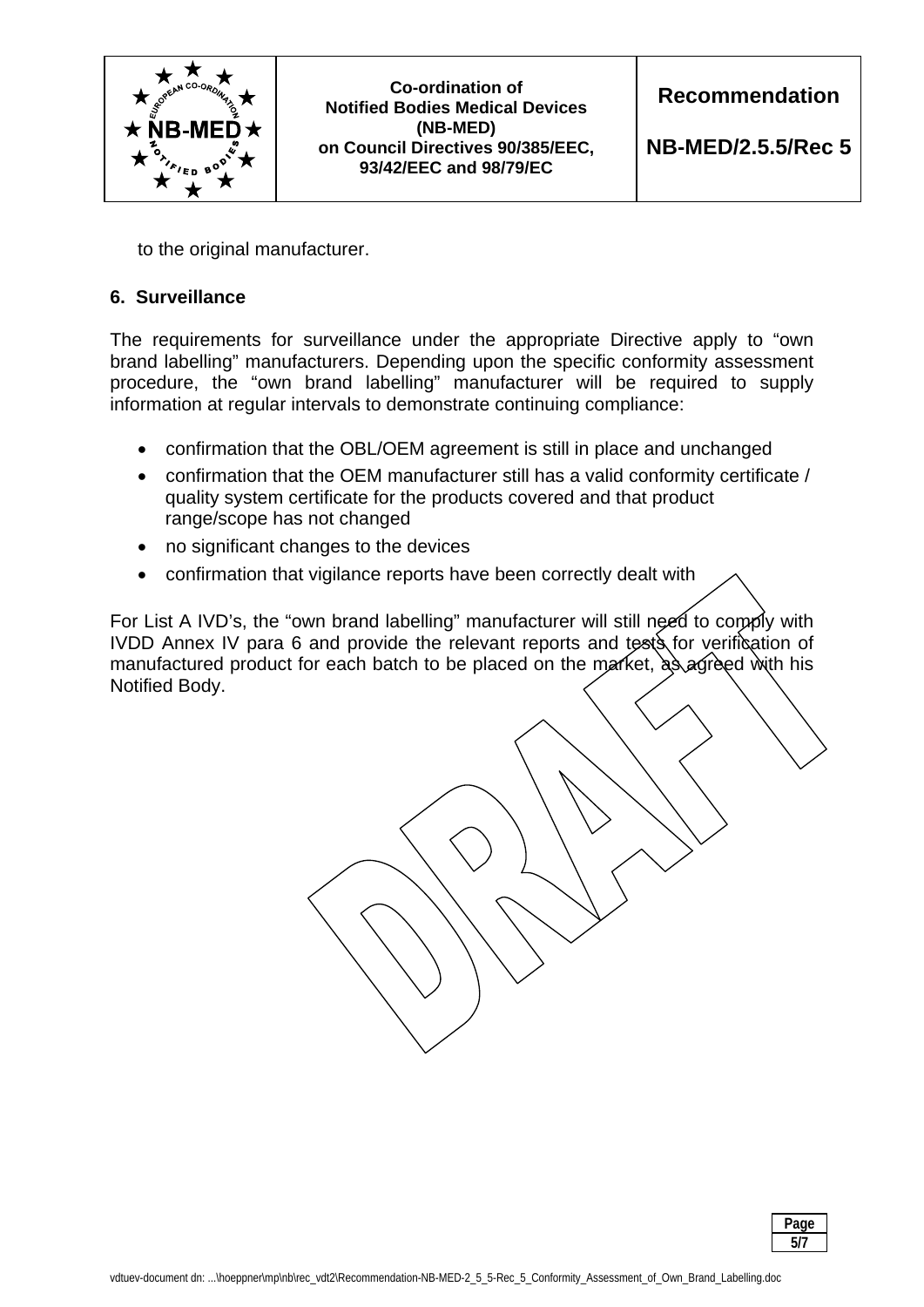to the original manufacturer.

## 6. Surveillance

The requirements for surveillance under the appropriate Directive apply to "own brand labelling" manufacturers. Depending upon the specific conformity assessment procedure, the "own brand labelling" manufacturer will be required to supply information at regular intervals to demonstrate continuing compliance:

- confirmation that the OBL/OEM agreement is still in place and unchanged
- confirmation that the OEM manufacturer still has a valid conformity certificate / quality system certificate for the products covered and that product range/scope has not changed
- no significant changes to the devices
- confirmation that vigilance reports have been correctly dealt with

For List A IVD's, the "own brand labelling" manufacturer will still need to comply with IVDD Annex IV para 6 and provide the relevant reports and tests for verification of manufactured product for each batch to be placed on the market, as agreed with his Notified Body.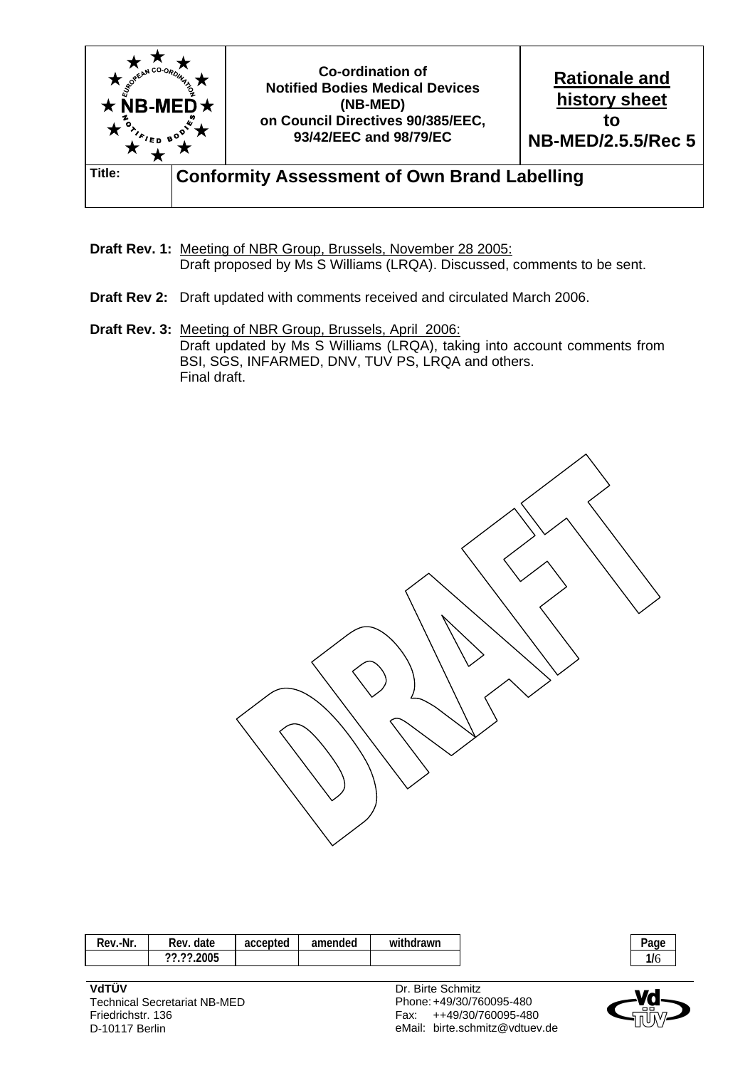| | | |
|---|---|---|
| Co-ordination of Notified Bodies Medical Devices (NB-MED) on Council Directives 90/385/EEC, 93/42/EEC and 98/79/EC | | **Rationale and history sheet to NB-MED/2.5.5/Rec 5** |
| **Title:** | **Conformity Assessment of Own Brand Labelling** | |

**Draft Rev. 1:** Meeting of NBR Group, Brussels, November 28 2005:
Draft proposed by Ms S Williams (LRQA). Discussed, comments to be sent.

**Draft Rev 2:** Draft updated with comments received and circulated March 2006.

**Draft Rev. 3:** Meeting of NBR Group, Brussels, April 2006:
Draft updated by Ms S Williams (LRQA), taking into account comments from BSI, SGS, INFARMED, DNV, TUV PS, LRQA and others.
Final draft.

DRAFT

| Rev.-Nr. | Rev. date | accepted | amended | withdrawn |
|---|---|---|---|---|
| | ??.??.2005 | | | |

**VdTÜV**
Technical Secretariat NB-MED
Friedrichstr. 136
D-10117 Berlin

Dr. Birte Schmitz
Phone: +49/30/760095-480
Fax: ++49/30/760095-480
eMail: birte.schmitz@vdtuev.de